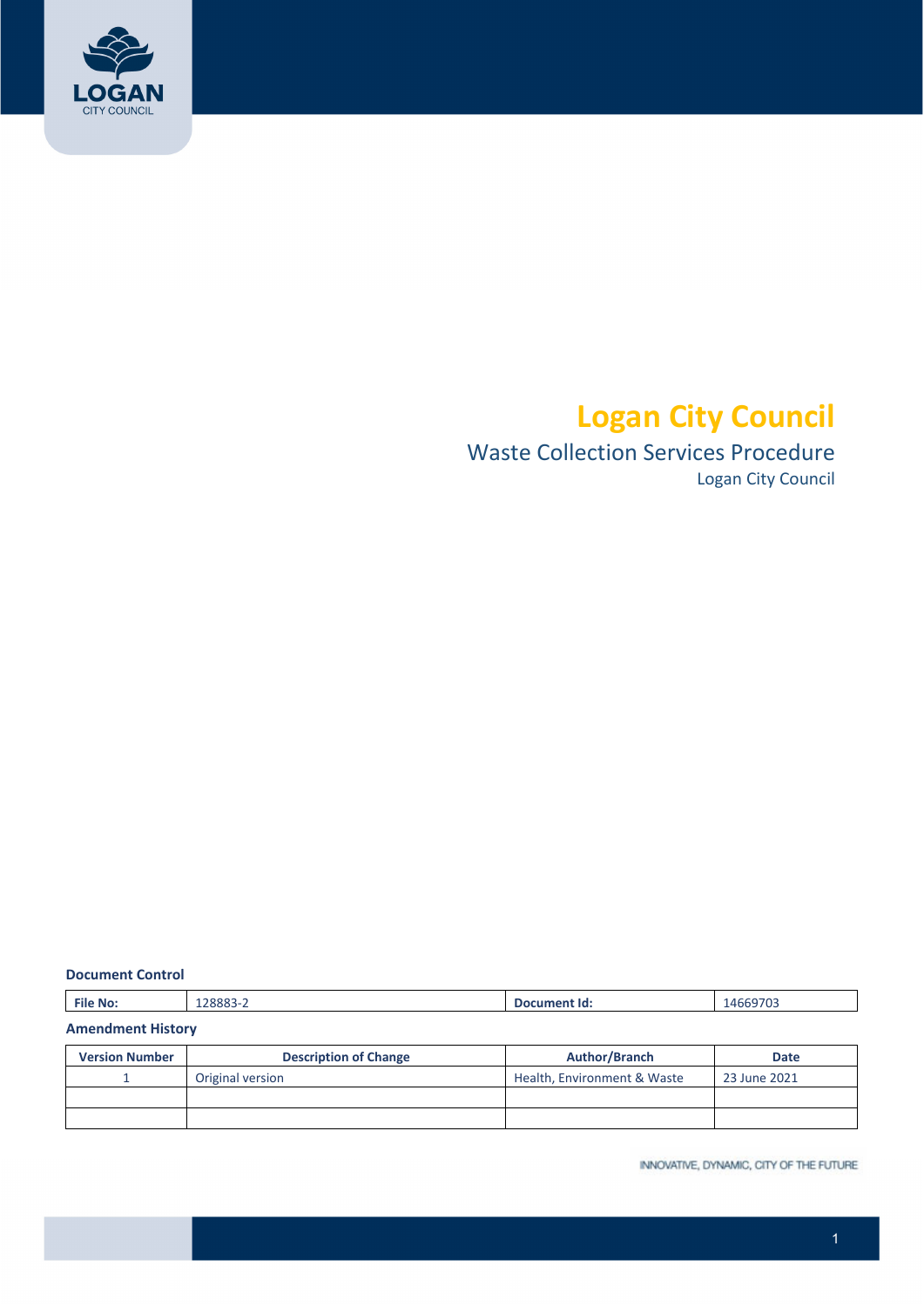# Logan City Council

## Waste Collection Services Procedure

Logan City Council

**Document Control**

| File No: | 128883-2 | Document Id: | 14669703 |
|---|---|---|---|

**Amendment History**

| Version Number | Description of Change | Author/Branch | Date |
|---|---|---|---|
| 1 | Original version | Health, Environment & Waste | 23 June 2021 |
| | | | |
| | | | |

INNOVATIVE, DYNAMIC, CITY OF THE FUTURE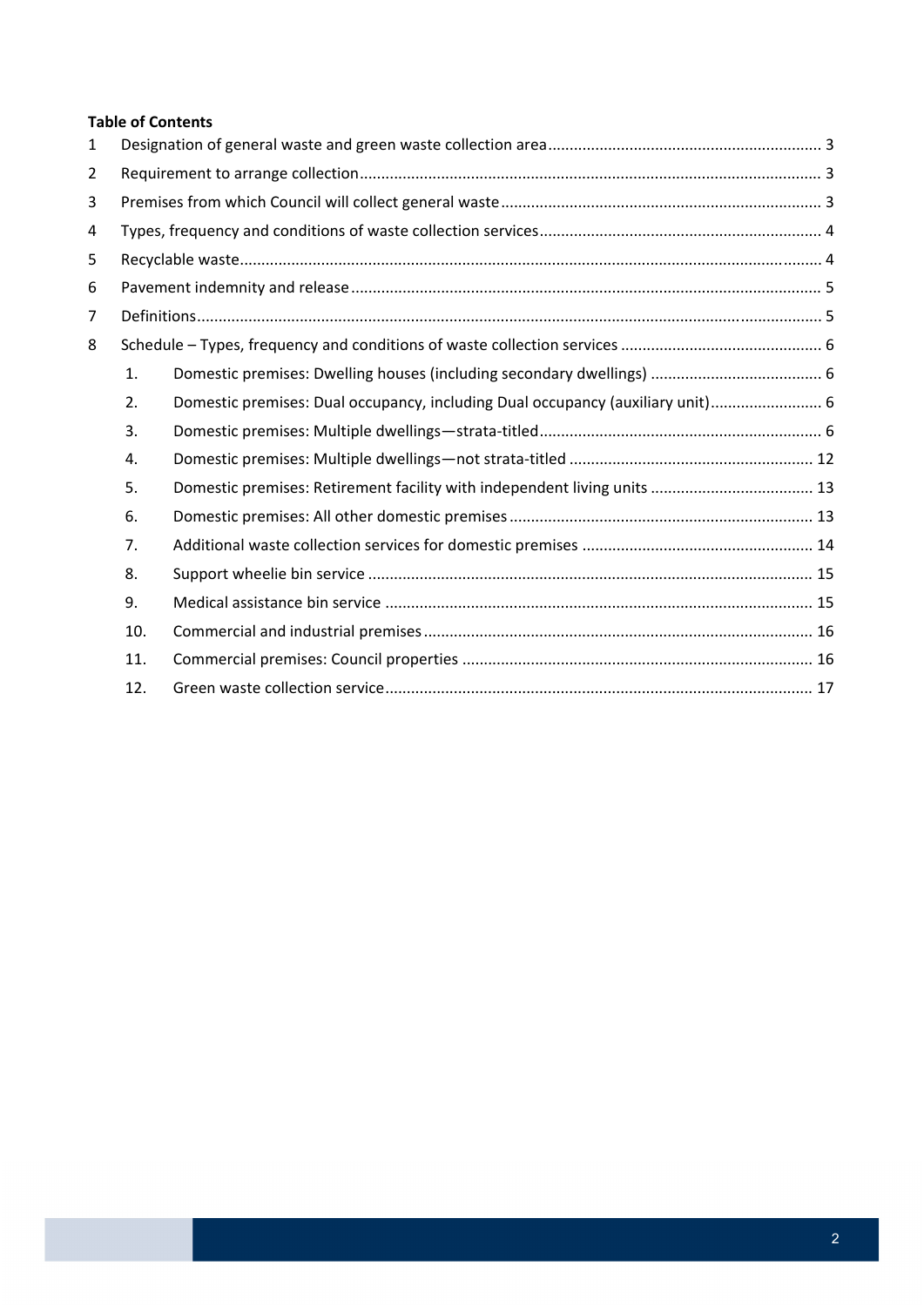**Table of Contents**

1 Designation of general waste and green waste collection area ... 3

2 Requirement to arrange collection ... 3

3 Premises from which Council will collect general waste ... 3

4 Types, frequency and conditions of waste collection services ... 4

5 Recyclable waste ... 4

6 Pavement indemnity and release ... 5

7 Definitions ... 5

8 Schedule – Types, frequency and conditions of waste collection services ... 6

- 1. Domestic premises: Dwelling houses (including secondary dwellings) ... 6
- 2. Domestic premises: Dual occupancy, including Dual occupancy (auxiliary unit) ... 6
- 3. Domestic premises: Multiple dwellings—strata-titled ... 6
- 4. Domestic premises: Multiple dwellings—not strata-titled ... 12
- 5. Domestic premises: Retirement facility with independent living units ... 13
- 6. Domestic premises: All other domestic premises ... 13
- 7. Additional waste collection services for domestic premises ... 14
- 8. Support wheelie bin service ... 15
- 9. Medical assistance bin service ... 15
- 10. Commercial and industrial premises ... 16
- 11. Commercial premises: Council properties ... 16
- 12. Green waste collection service ... 17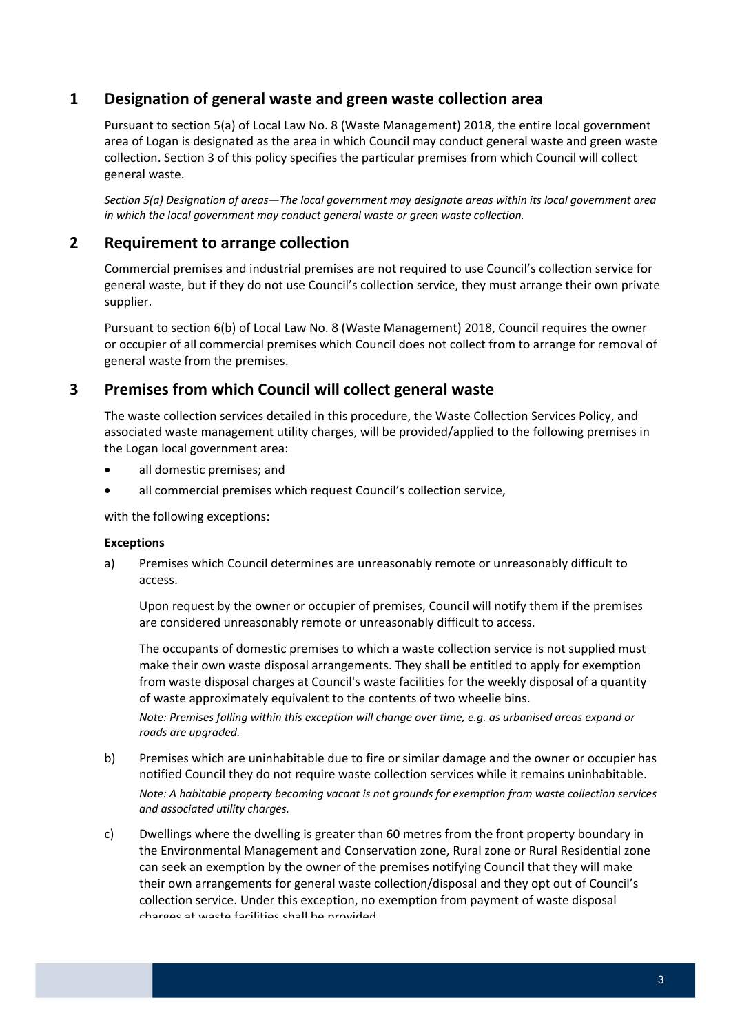## 1 Designation of general waste and green waste collection area

Pursuant to section 5(a) of Local Law No. 8 (Waste Management) 2018, the entire local government area of Logan is designated as the area in which Council may conduct general waste and green waste collection. Section 3 of this policy specifies the particular premises from which Council will collect general waste.

*Section 5(a) Designation of areas—The local government may designate areas within its local government area in which the local government may conduct general waste or green waste collection.*

## 2 Requirement to arrange collection

Commercial premises and industrial premises are not required to use Council's collection service for general waste, but if they do not use Council's collection service, they must arrange their own private supplier.

Pursuant to section 6(b) of Local Law No. 8 (Waste Management) 2018, Council requires the owner or occupier of all commercial premises which Council does not collect from to arrange for removal of general waste from the premises.

## 3 Premises from which Council will collect general waste

The waste collection services detailed in this procedure, the Waste Collection Services Policy, and associated waste management utility charges, will be provided/applied to the following premises in the Logan local government area:

- all domestic premises; and
- all commercial premises which request Council's collection service,

with the following exceptions:

**Exceptions**

a) Premises which Council determines are unreasonably remote or unreasonably difficult to access.

   Upon request by the owner or occupier of premises, Council will notify them if the premises are considered unreasonably remote or unreasonably difficult to access.

   The occupants of domestic premises to which a waste collection service is not supplied must make their own waste disposal arrangements. They shall be entitled to apply for exemption from waste disposal charges at Council's waste facilities for the weekly disposal of a quantity of waste approximately equivalent to the contents of two wheelie bins.

   *Note: Premises falling within this exception will change over time, e.g. as urbanised areas expand or roads are upgraded.*

b) Premises which are uninhabitable due to fire or similar damage and the owner or occupier has notified Council they do not require waste collection services while it remains uninhabitable.

   *Note: A habitable property becoming vacant is not grounds for exemption from waste collection services and associated utility charges.*

c) Dwellings where the dwelling is greater than 60 metres from the front property boundary in the Environmental Management and Conservation zone, Rural zone or Rural Residential zone can seek an exemption by the owner of the premises notifying Council that they will make their own arrangements for general waste collection/disposal and they opt out of Council's collection service. Under this exception, no exemption from payment of waste disposal charges at waste facilities shall be provided.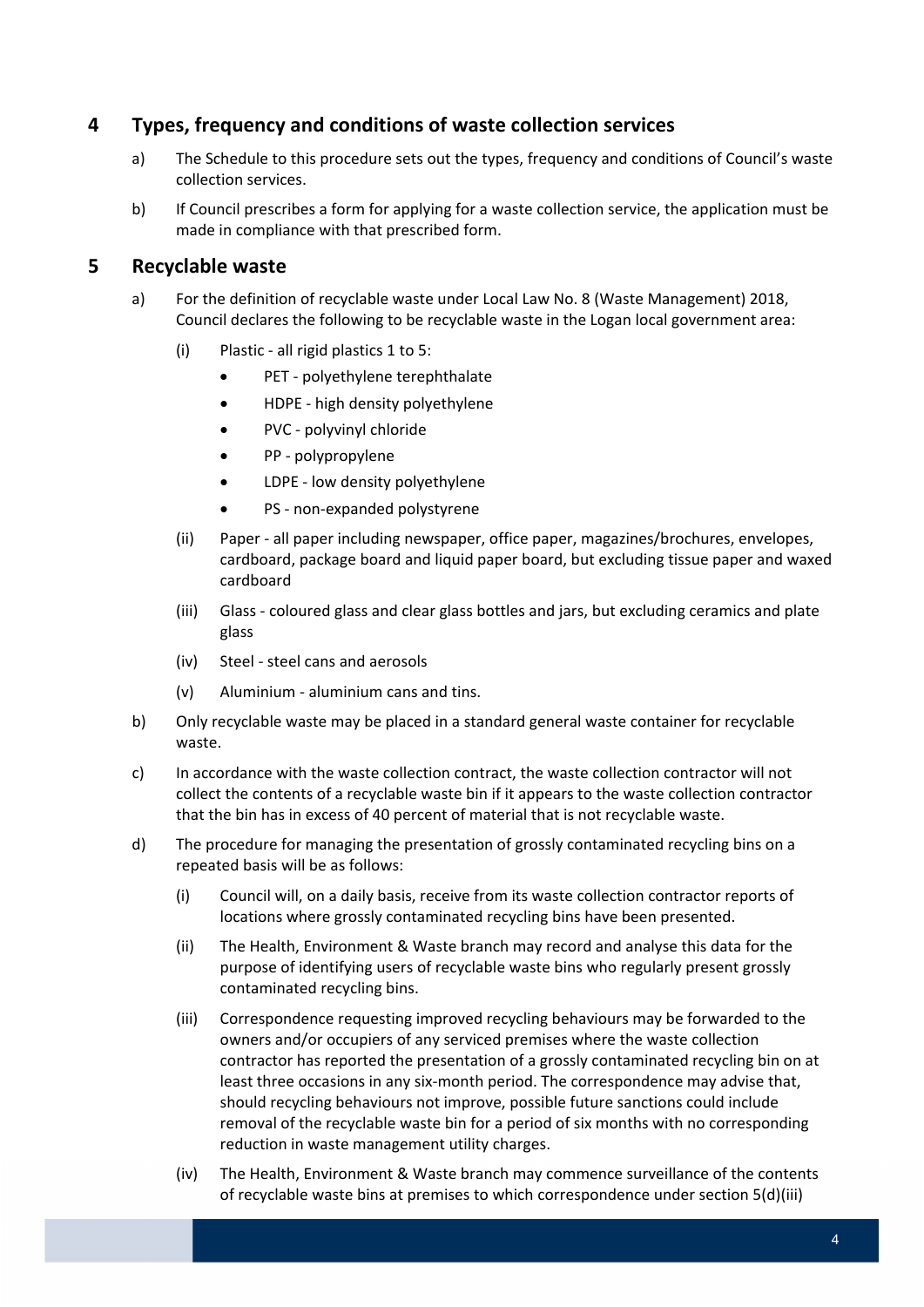## 4 Types, frequency and conditions of waste collection services

a) The Schedule to this procedure sets out the types, frequency and conditions of Council's waste collection services.

b) If Council prescribes a form for applying for a waste collection service, the application must be made in compliance with that prescribed form.

## 5 Recyclable waste

a) For the definition of recyclable waste under Local Law No. 8 (Waste Management) 2018, Council declares the following to be recyclable waste in the Logan local government area:

   (i) Plastic - all rigid plastics 1 to 5:
   - PET - polyethylene terephthalate
   - HDPE - high density polyethylene
   - PVC - polyvinyl chloride
   - PP - polypropylene
   - LDPE - low density polyethylene
   - PS - non-expanded polystyrene

   (ii) Paper - all paper including newspaper, office paper, magazines/brochures, envelopes, cardboard, package board and liquid paper board, but excluding tissue paper and waxed cardboard

   (iii) Glass - coloured glass and clear glass bottles and jars, but excluding ceramics and plate glass

   (iv) Steel - steel cans and aerosols

   (v) Aluminium - aluminium cans and tins.

b) Only recyclable waste may be placed in a standard general waste container for recyclable waste.

c) In accordance with the waste collection contract, the waste collection contractor will not collect the contents of a recyclable waste bin if it appears to the waste collection contractor that the bin has in excess of 40 percent of material that is not recyclable waste.

d) The procedure for managing the presentation of grossly contaminated recycling bins on a repeated basis will be as follows:

   (i) Council will, on a daily basis, receive from its waste collection contractor reports of locations where grossly contaminated recycling bins have been presented.

   (ii) The Health, Environment & Waste branch may record and analyse this data for the purpose of identifying users of recyclable waste bins who regularly present grossly contaminated recycling bins.

   (iii) Correspondence requesting improved recycling behaviours may be forwarded to the owners and/or occupiers of any serviced premises where the waste collection contractor has reported the presentation of a grossly contaminated recycling bin on at least three occasions in any six-month period. The correspondence may advise that, should recycling behaviours not improve, possible future sanctions could include removal of the recyclable waste bin for a period of six months with no corresponding reduction in waste management utility charges.

   (iv) The Health, Environment & Waste branch may commence surveillance of the contents of recyclable waste bins at premises to which correspondence under section 5(d)(iii)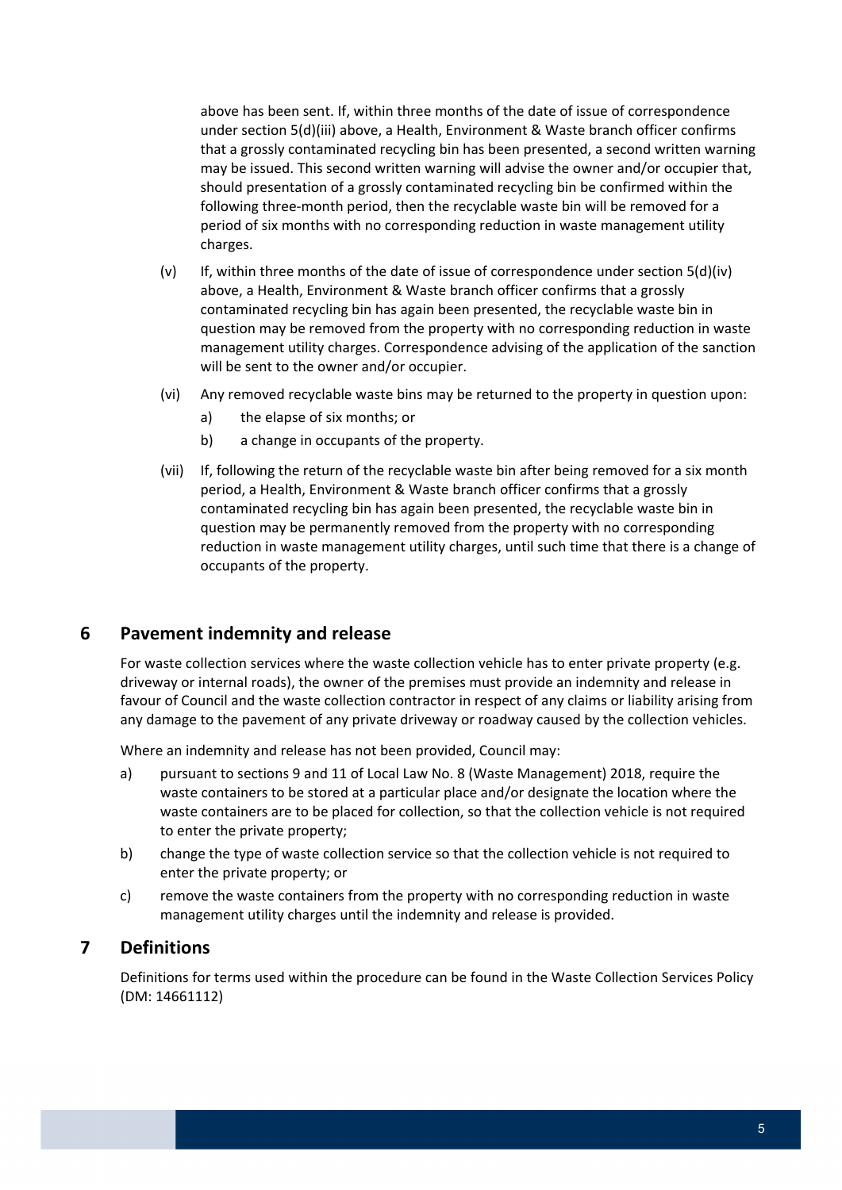above has been sent. If, within three months of the date of issue of correspondence under section 5(d)(iii) above, a Health, Environment & Waste branch officer confirms that a grossly contaminated recycling bin has been presented, a second written warning may be issued. This second written warning will advise the owner and/or occupier that, should presentation of a grossly contaminated recycling bin be confirmed within the following three-month period, then the recyclable waste bin will be removed for a period of six months with no corresponding reduction in waste management utility charges.

(v) If, within three months of the date of issue of correspondence under section 5(d)(iv) above, a Health, Environment & Waste branch officer confirms that a grossly contaminated recycling bin has again been presented, the recyclable waste bin in question may be removed from the property with no corresponding reduction in waste management utility charges. Correspondence advising of the application of the sanction will be sent to the owner and/or occupier.

(vi) Any removed recyclable waste bins may be returned to the property in question upon:

a) the elapse of six months; or

b) a change in occupants of the property.

(vii) If, following the return of the recyclable waste bin after being removed for a six month period, a Health, Environment & Waste branch officer confirms that a grossly contaminated recycling bin has again been presented, the recyclable waste bin in question may be permanently removed from the property with no corresponding reduction in waste management utility charges, until such time that there is a change of occupants of the property.

## 6 Pavement indemnity and release

For waste collection services where the waste collection vehicle has to enter private property (e.g. driveway or internal roads), the owner of the premises must provide an indemnity and release in favour of Council and the waste collection contractor in respect of any claims or liability arising from any damage to the pavement of any private driveway or roadway caused by the collection vehicles.

Where an indemnity and release has not been provided, Council may:

a) pursuant to sections 9 and 11 of Local Law No. 8 (Waste Management) 2018, require the waste containers to be stored at a particular place and/or designate the location where the waste containers are to be placed for collection, so that the collection vehicle is not required to enter the private property;

b) change the type of waste collection service so that the collection vehicle is not required to enter the private property; or

c) remove the waste containers from the property with no corresponding reduction in waste management utility charges until the indemnity and release is provided.

## 7 Definitions

Definitions for terms used within the procedure can be found in the Waste Collection Services Policy (DM: 14661112)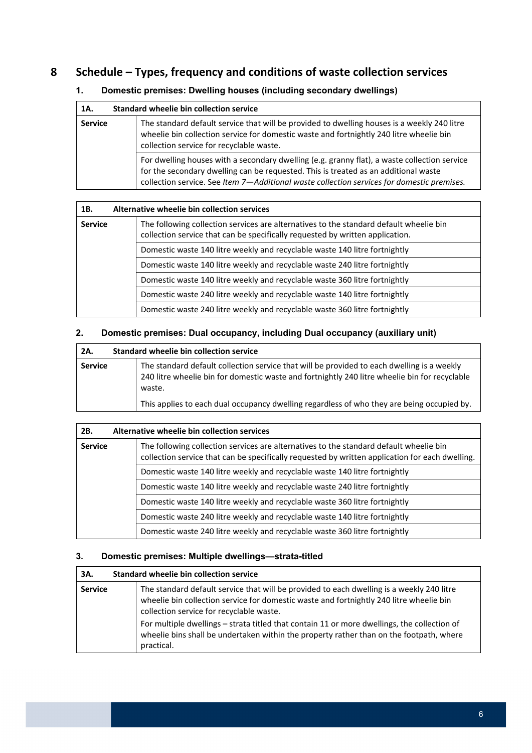# 8 Schedule – Types, frequency and conditions of waste collection services

## 1. Domestic premises: Dwelling houses (including secondary dwellings)

| 1A. | Standard wheelie bin collection service |
|---|---|
| **Service** | The standard default service that will be provided to dwelling houses is a weekly 240 litre wheelie bin collection service for domestic waste and fortnightly 240 litre wheelie bin collection service for recyclable waste. |
| | For dwelling houses with a secondary dwelling (e.g. granny flat), a waste collection service for the secondary dwelling can be requested. This is treated as an additional waste collection service. See *Item 7—Additional waste collection services for domestic premises.* |

| 1B. | Alternative wheelie bin collection services |
|---|---|
| **Service** | The following collection services are alternatives to the standard default wheelie bin collection service that can be specifically requested by written application. |
| | Domestic waste 140 litre weekly and recyclable waste 140 litre fortnightly |
| | Domestic waste 140 litre weekly and recyclable waste 240 litre fortnightly |
| | Domestic waste 140 litre weekly and recyclable waste 360 litre fortnightly |
| | Domestic waste 240 litre weekly and recyclable waste 140 litre fortnightly |
| | Domestic waste 240 litre weekly and recyclable waste 360 litre fortnightly |

## 2. Domestic premises: Dual occupancy, including Dual occupancy (auxiliary unit)

| 2A. | Standard wheelie bin collection service |
|---|---|
| **Service** | The standard default collection service that will be provided to each dwelling is a weekly 240 litre wheelie bin for domestic waste and fortnightly 240 litre wheelie bin for recyclable waste.<br><br>This applies to each dual occupancy dwelling regardless of who they are being occupied by. |

| 2B. | Alternative wheelie bin collection services |
|---|---|
| **Service** | The following collection services are alternatives to the standard default wheelie bin collection service that can be specifically requested by written application for each dwelling. |
| | Domestic waste 140 litre weekly and recyclable waste 140 litre fortnightly |
| | Domestic waste 140 litre weekly and recyclable waste 240 litre fortnightly |
| | Domestic waste 140 litre weekly and recyclable waste 360 litre fortnightly |
| | Domestic waste 240 litre weekly and recyclable waste 140 litre fortnightly |
| | Domestic waste 240 litre weekly and recyclable waste 360 litre fortnightly |

## 3. Domestic premises: Multiple dwellings—strata-titled

| 3A. | Standard wheelie bin collection service |
|---|---|
| **Service** | The standard default service that will be provided to each dwelling is a weekly 240 litre wheelie bin collection service for domestic waste and fortnightly 240 litre wheelie bin collection service for recyclable waste.<br><br>For multiple dwellings – strata titled that contain 11 or more dwellings, the collection of wheelie bins shall be undertaken within the property rather than on the footpath, where practical. |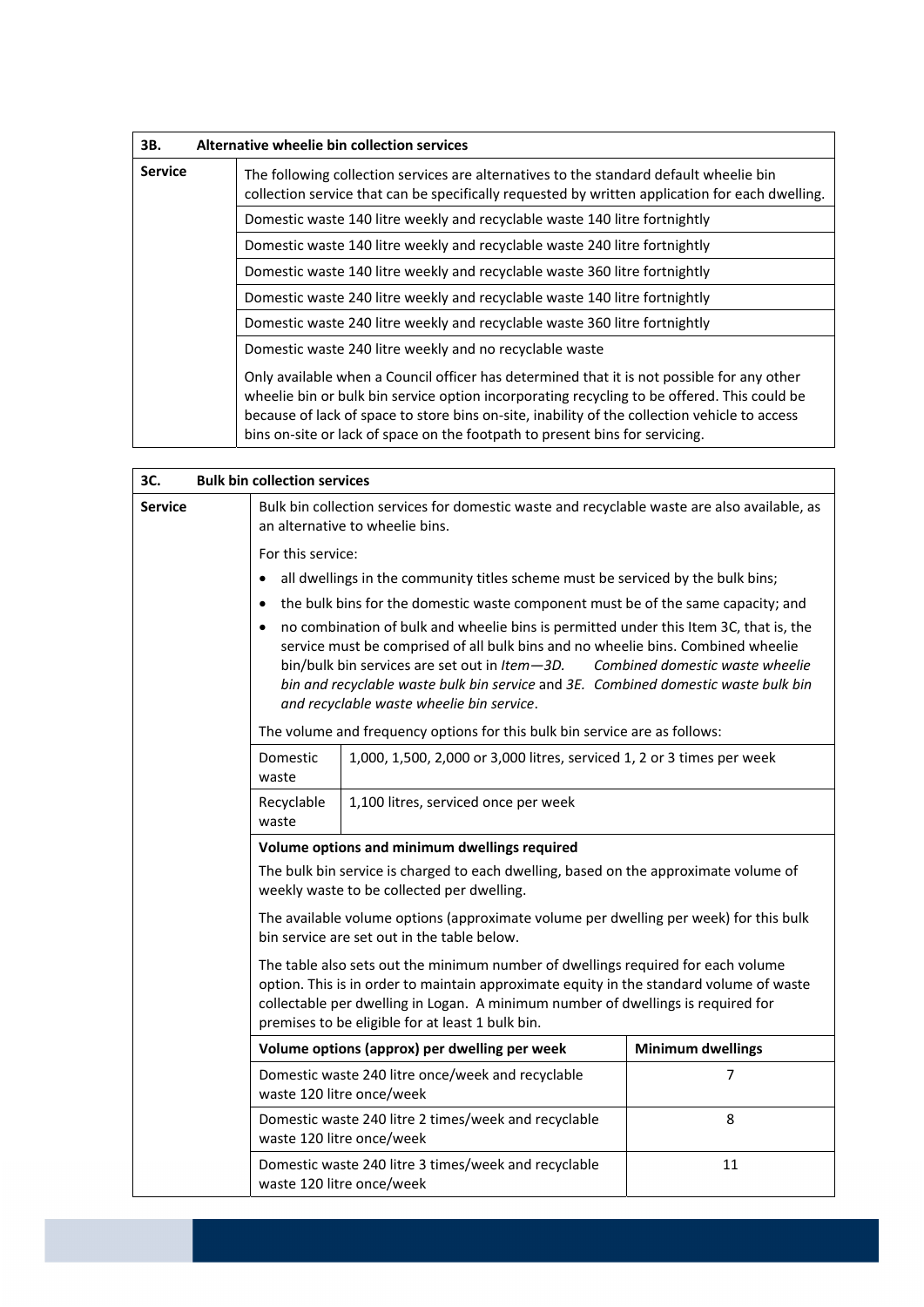| 3B. Alternative wheelie bin collection services | |
|---|---|
| **Service** | The following collection services are alternatives to the standard default wheelie bin collection service that can be specifically requested by written application for each dwelling. |
| | Domestic waste 140 litre weekly and recyclable waste 140 litre fortnightly |
| | Domestic waste 140 litre weekly and recyclable waste 240 litre fortnightly |
| | Domestic waste 140 litre weekly and recyclable waste 360 litre fortnightly |
| | Domestic waste 240 litre weekly and recyclable waste 140 litre fortnightly |
| | Domestic waste 240 litre weekly and recyclable waste 360 litre fortnightly |
| | Domestic waste 240 litre weekly and no recyclable waste<br><br>Only available when a Council officer has determined that it is not possible for any other wheelie bin or bulk bin service option incorporating recycling to be offered. This could be because of lack of space to store bins on-site, inability of the collection vehicle to access bins on-site or lack of space on the footpath to present bins for servicing. |

**3C. Bulk bin collection services**

**Service**

Bulk bin collection services for domestic waste and recyclable waste are also available, as an alternative to wheelie bins.

For this service:

- all dwellings in the community titles scheme must be serviced by the bulk bins;
- the bulk bins for the domestic waste component must be of the same capacity; and
- no combination of bulk and wheelie bins is permitted under this Item 3C, that is, the service must be comprised of all bulk bins and no wheelie bins. Combined wheelie bin/bulk bin services are set out in *Item—3D. Combined domestic waste wheelie bin and recyclable waste bulk bin service* and *3E. Combined domestic waste bulk bin and recyclable waste wheelie bin service*.

The volume and frequency options for this bulk bin service are as follows:

| | |
|---|---|
| Domestic waste | 1,000, 1,500, 2,000 or 3,000 litres, serviced 1, 2 or 3 times per week |
| Recyclable waste | 1,100 litres, serviced once per week |

**Volume options and minimum dwellings required**

The bulk bin service is charged to each dwelling, based on the approximate volume of weekly waste to be collected per dwelling.

The available volume options (approximate volume per dwelling per week) for this bulk bin service are set out in the table below.

The table also sets out the minimum number of dwellings required for each volume option. This is in order to maintain approximate equity in the standard volume of waste collectable per dwelling in Logan. A minimum number of dwellings is required for premises to be eligible for at least 1 bulk bin.

| Volume options (approx) per dwelling per week | Minimum dwellings |
|---|---|
| Domestic waste 240 litre once/week and recyclable waste 120 litre once/week | 7 |
| Domestic waste 240 litre 2 times/week and recyclable waste 120 litre once/week | 8 |
| Domestic waste 240 litre 3 times/week and recyclable waste 120 litre once/week | 11 |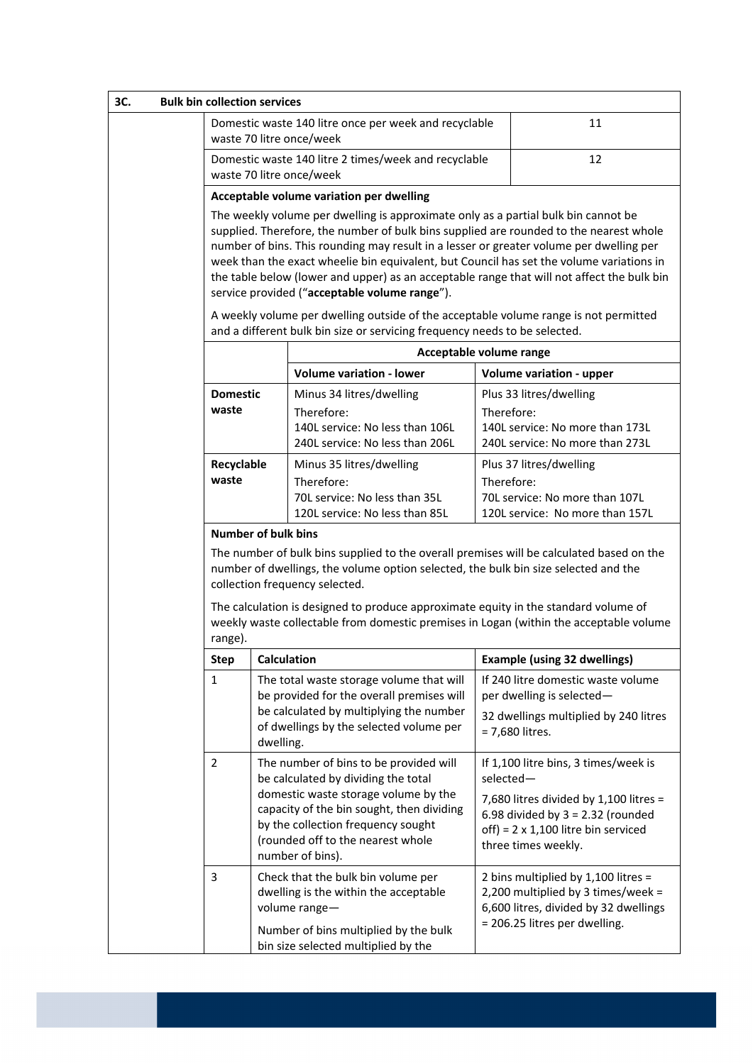| 3C. | Bulk bin collection services | |
|---|---|---|
| | Domestic waste 140 litre once per week and recyclable waste 70 litre once/week | 11 |
| | Domestic waste 140 litre 2 times/week and recyclable waste 70 litre once/week | 12 |

**Acceptable volume variation per dwelling**

The weekly volume per dwelling is approximate only as a partial bulk bin cannot be supplied. Therefore, the number of bulk bins supplied are rounded to the nearest whole number of bins. This rounding may result in a lesser or greater volume per dwelling per week than the exact wheelie bin equivalent, but Council has set the volume variations in the table below (lower and upper) as an acceptable range that will not affect the bulk bin service provided ("**acceptable volume range**").

A weekly volume per dwelling outside of the acceptable volume range is not permitted and a different bulk bin size or servicing frequency needs to be selected.

| | Acceptable volume range | |
|---|---|---|
| | **Volume variation - lower** | **Volume variation - upper** |
| **Domestic waste** | Minus 34 litres/dwelling<br>Therefore:<br>140L service: No less than 106L<br>240L service: No less than 206L | Plus 33 litres/dwelling<br>Therefore:<br>140L service: No more than 173L<br>240L service: No more than 273L |
| **Recyclable waste** | Minus 35 litres/dwelling<br>Therefore:<br>70L service: No less than 35L<br>120L service: No less than 85L | Plus 37 litres/dwelling<br>Therefore:<br>70L service: No more than 107L<br>120L service: No more than 157L |

**Number of bulk bins**

The number of bulk bins supplied to the overall premises will be calculated based on the number of dwellings, the volume option selected, the bulk bin size selected and the collection frequency selected.

The calculation is designed to produce approximate equity in the standard volume of weekly waste collectable from domestic premises in Logan (within the acceptable volume range).

| Step | Calculation | Example (using 32 dwellings) |
|---|---|---|
| 1 | The total waste storage volume that will be provided for the overall premises will be calculated by multiplying the number of dwellings by the selected volume per dwelling. | If 240 litre domestic waste volume per dwelling is selected—<br>32 dwellings multiplied by 240 litres = 7,680 litres. |
| 2 | The number of bins to be provided will be calculated by dividing the total domestic waste storage volume by the capacity of the bin sought, then dividing by the collection frequency sought (rounded off to the nearest whole number of bins). | If 1,100 litre bins, 3 times/week is selected—<br>7,680 litres divided by 1,100 litres = 6.98 divided by 3 = 2.32 (rounded off) = 2 x 1,100 litre bin serviced three times weekly. |
| 3 | Check that the bulk bin volume per dwelling is the within the acceptable volume range—<br>Number of bins multiplied by the bulk bin size selected multiplied by the | 2 bins multiplied by 1,100 litres = 2,200 multiplied by 3 times/week = 6,600 litres, divided by 32 dwellings = 206.25 litres per dwelling. |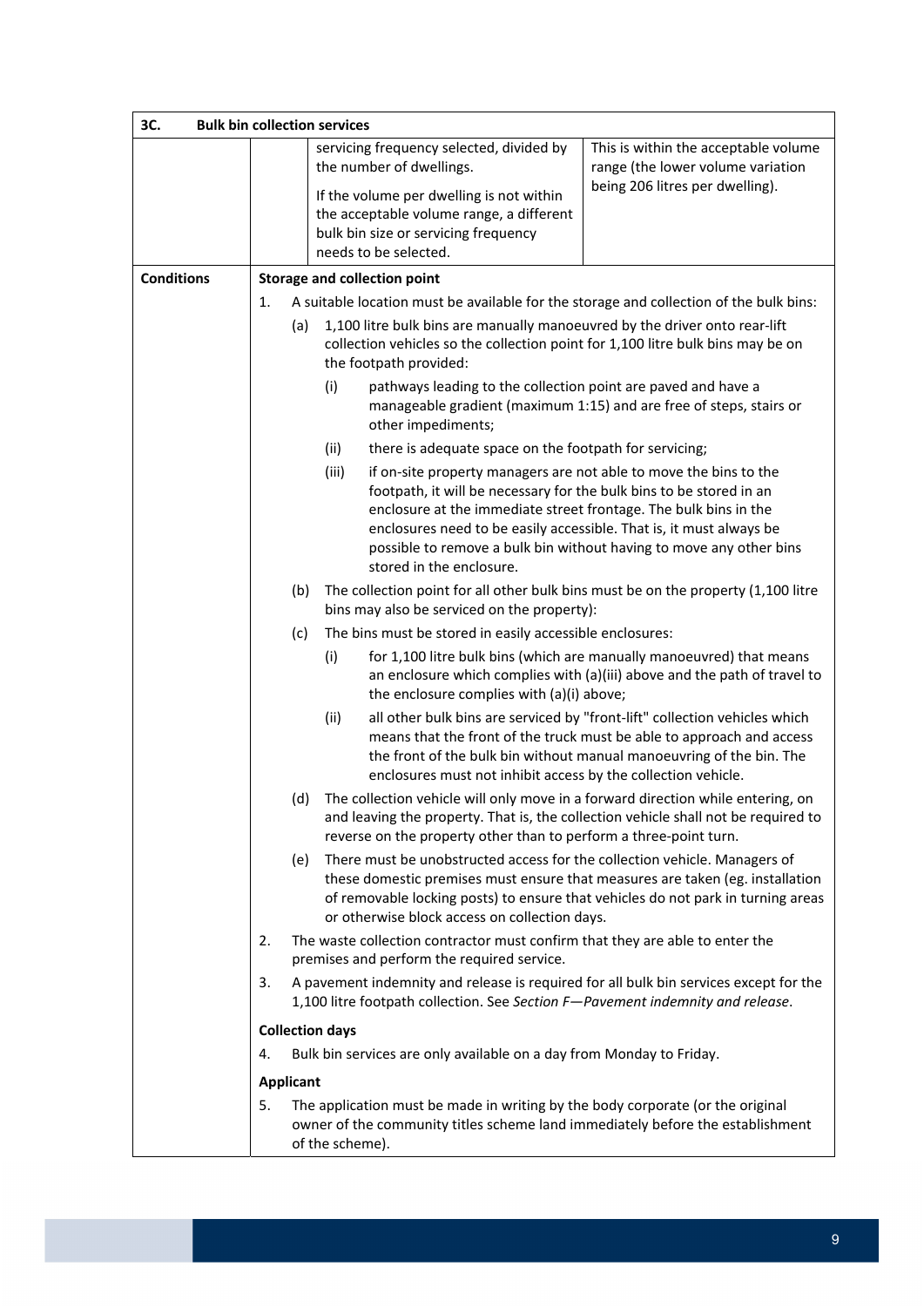| 3C. Bulk bin collection services | | | |
|---|---|---|---|
| | | servicing frequency selected, divided by the number of dwellings.<br><br>If the volume per dwelling is not within the acceptable volume range, a different bulk bin size or servicing frequency needs to be selected. | This is within the acceptable volume range (the lower volume variation being 206 litres per dwelling). |

**Conditions**

**Storage and collection point**

1. A suitable location must be available for the storage and collection of the bulk bins:
   - (a) 1,100 litre bulk bins are manually manoeuvred by the driver onto rear-lift collection vehicles so the collection point for 1,100 litre bulk bins may be on the footpath provided:
     - (i) pathways leading to the collection point are paved and have a manageable gradient (maximum 1:15) and are free of steps, stairs or other impediments;
     - (ii) there is adequate space on the footpath for servicing;
     - (iii) if on-site property managers are not able to move the bins to the footpath, it will be necessary for the bulk bins to be stored in an enclosure at the immediate street frontage. The bulk bins in the enclosures need to be easily accessible. That is, it must always be possible to remove a bulk bin without having to move any other bins stored in the enclosure.
   - (b) The collection point for all other bulk bins must be on the property (1,100 litre bins may also be serviced on the property):
   - (c) The bins must be stored in easily accessible enclosures:
     - (i) for 1,100 litre bulk bins (which are manually manoeuvred) that means an enclosure which complies with (a)(iii) above and the path of travel to the enclosure complies with (a)(i) above;
     - (ii) all other bulk bins are serviced by "front-lift" collection vehicles which means that the front of the truck must be able to approach and access the front of the bulk bin without manual manoeuvring of the bin. The enclosures must not inhibit access by the collection vehicle.
   - (d) The collection vehicle will only move in a forward direction while entering, on and leaving the property. That is, the collection vehicle shall not be required to reverse on the property other than to perform a three-point turn.
   - (e) There must be unobstructed access for the collection vehicle. Managers of these domestic premises must ensure that measures are taken (eg. installation of removable locking posts) to ensure that vehicles do not park in turning areas or otherwise block access on collection days.
2. The waste collection contractor must confirm that they are able to enter the premises and perform the required service.
3. A pavement indemnity and release is required for all bulk bin services except for the 1,100 litre footpath collection. See *Section F—Pavement indemnity and release*.

**Collection days**

4. Bulk bin services are only available on a day from Monday to Friday.

**Applicant**

5. The application must be made in writing by the body corporate (or the original owner of the community titles scheme land immediately before the establishment of the scheme).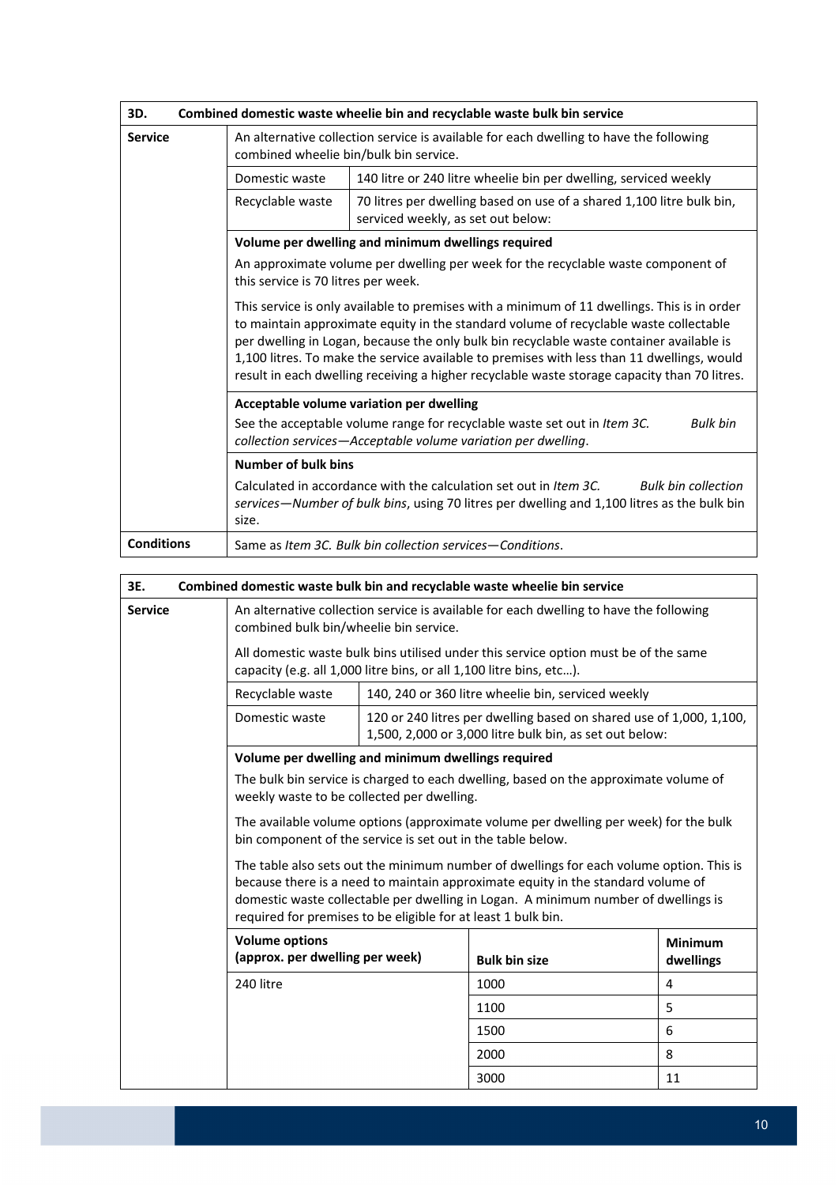### 3D. Combined domestic waste wheelie bin and recyclable waste bulk bin service

**Service**

An alternative collection service is available for each dwelling to have the following combined wheelie bin/bulk bin service.

| | |
|---|---|
| Domestic waste | 140 litre or 240 litre wheelie bin per dwelling, serviced weekly |
| Recyclable waste | 70 litres per dwelling based on use of a shared 1,100 litre bulk bin, serviced weekly, as set out below: |

**Volume per dwelling and minimum dwellings required**

An approximate volume per dwelling per week for the recyclable waste component of this service is 70 litres per week.

This service is only available to premises with a minimum of 11 dwellings. This is in order to maintain approximate equity in the standard volume of recyclable waste collectable per dwelling in Logan, because the only bulk bin recyclable waste container available is 1,100 litres. To make the service available to premises with less than 11 dwellings, would result in each dwelling receiving a higher recyclable waste storage capacity than 70 litres.

**Acceptable volume variation per dwelling**

See the acceptable volume range for recyclable waste set out in *Item 3C. Bulk bin collection services—Acceptable volume variation per dwelling*.

**Number of bulk bins**

Calculated in accordance with the calculation set out in *Item 3C. Bulk bin collection services—Number of bulk bins*, using 70 litres per dwelling and 1,100 litres as the bulk bin size.

**Conditions**

Same as *Item 3C. Bulk bin collection services—Conditions*.

### 3E. Combined domestic waste bulk bin and recyclable waste wheelie bin service

**Service**

An alternative collection service is available for each dwelling to have the following combined bulk bin/wheelie bin service.

All domestic waste bulk bins utilised under this service option must be of the same capacity (e.g. all 1,000 litre bins, or all 1,100 litre bins, etc…).

| | |
|---|---|
| Recyclable waste | 140, 240 or 360 litre wheelie bin, serviced weekly |
| Domestic waste | 120 or 240 litres per dwelling based on shared use of 1,000, 1,100, 1,500, 2,000 or 3,000 litre bulk bin, as set out below: |

**Volume per dwelling and minimum dwellings required**

The bulk bin service is charged to each dwelling, based on the approximate volume of weekly waste to be collected per dwelling.

The available volume options (approximate volume per dwelling per week) for the bulk bin component of the service is set out in the table below.

The table also sets out the minimum number of dwellings for each volume option. This is because there is a need to maintain approximate equity in the standard volume of domestic waste collectable per dwelling in Logan. A minimum number of dwellings is required for premises to be eligible for at least 1 bulk bin.

| Volume options (approx. per dwelling per week) | Bulk bin size | Minimum dwellings |
|---|---|---|
| 240 litre | 1000 | 4 |
| | 1100 | 5 |
| | 1500 | 6 |
| | 2000 | 8 |
| | 3000 | 11 |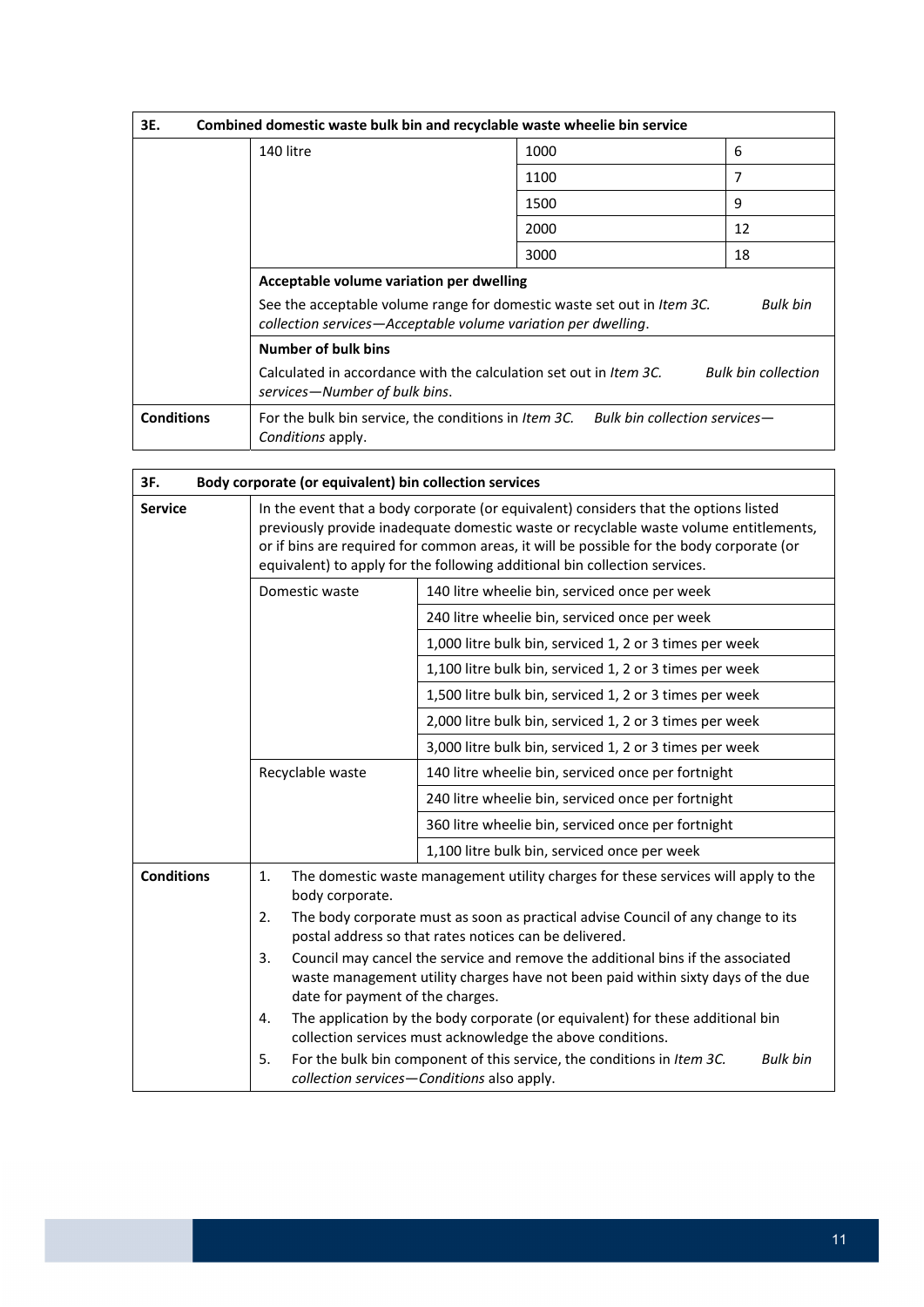| 3E. Combined domestic waste bulk bin and recyclable waste wheelie bin service | | | |
|---|---|---|---|
| | 140 litre | 1000 | 6 |
| | | 1100 | 7 |
| | | 1500 | 9 |
| | | 2000 | 12 |
| | | 3000 | 18 |
| | **Acceptable volume variation per dwelling**<br>See the acceptable volume range for domestic waste set out in *Item 3C. Bulk bin collection services—Acceptable volume variation per dwelling*. | | |
| | **Number of bulk bins**<br>Calculated in accordance with the calculation set out in *Item 3C. Bulk bin collection services—Number of bulk bins*. | | |
| **Conditions** | For the bulk bin service, the conditions in *Item 3C. Bulk bin collection services—Conditions* apply. | | |

| 3F. Body corporate (or equivalent) bin collection services | | |
|---|---|---|
| **Service** | In the event that a body corporate (or equivalent) considers that the options listed previously provide inadequate domestic waste or recyclable waste volume entitlements, or if bins are required for common areas, it will be possible for the body corporate (or equivalent) to apply for the following additional bin collection services. | |
| | Domestic waste | 140 litre wheelie bin, serviced once per week |
| | | 240 litre wheelie bin, serviced once per week |
| | | 1,000 litre bulk bin, serviced 1, 2 or 3 times per week |
| | | 1,100 litre bulk bin, serviced 1, 2 or 3 times per week |
| | | 1,500 litre bulk bin, serviced 1, 2 or 3 times per week |
| | | 2,000 litre bulk bin, serviced 1, 2 or 3 times per week |
| | | 3,000 litre bulk bin, serviced 1, 2 or 3 times per week |
| | Recyclable waste | 140 litre wheelie bin, serviced once per fortnight |
| | | 240 litre wheelie bin, serviced once per fortnight |
| | | 360 litre wheelie bin, serviced once per fortnight |
| | | 1,100 litre bulk bin, serviced once per week |
| **Conditions** | 1. The domestic waste management utility charges for these services will apply to the body corporate.<br>2. The body corporate must as soon as practical advise Council of any change to its postal address so that rates notices can be delivered.<br>3. Council may cancel the service and remove the additional bins if the associated waste management utility charges have not been paid within sixty days of the due date for payment of the charges.<br>4. The application by the body corporate (or equivalent) for these additional bin collection services must acknowledge the above conditions.<br>5. For the bulk bin component of this service, the conditions in *Item 3C. Bulk bin collection services—Conditions* also apply. | |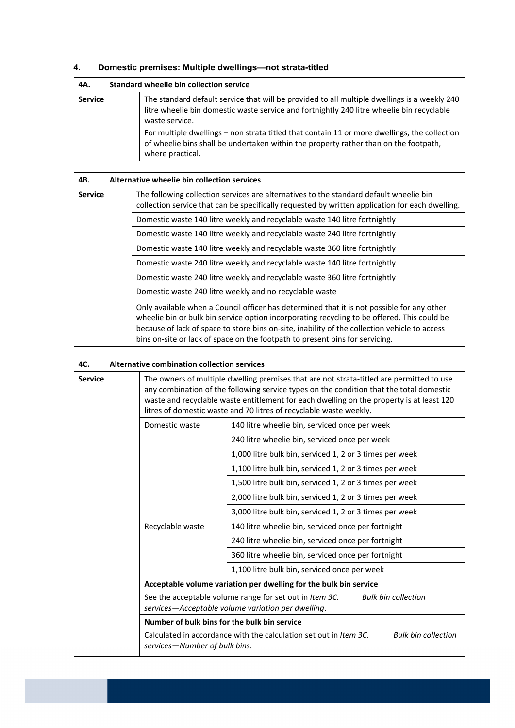## 4. Domestic premises: Multiple dwellings—not strata-titled

| 4A. | Standard wheelie bin collection service |
|---|---|
| **Service** | The standard default service that will be provided to all multiple dwellings is a weekly 240 litre wheelie bin domestic waste service and fortnightly 240 litre wheelie bin recyclable waste service.<br>For multiple dwellings – non strata titled that contain 11 or more dwellings, the collection of wheelie bins shall be undertaken within the property rather than on the footpath, where practical. |

| 4B. | Alternative wheelie bin collection services |
|---|---|
| **Service** | The following collection services are alternatives to the standard default wheelie bin collection service that can be specifically requested by written application for each dwelling. |
| | Domestic waste 140 litre weekly and recyclable waste 140 litre fortnightly |
| | Domestic waste 140 litre weekly and recyclable waste 240 litre fortnightly |
| | Domestic waste 140 litre weekly and recyclable waste 360 litre fortnightly |
| | Domestic waste 240 litre weekly and recyclable waste 140 litre fortnightly |
| | Domestic waste 240 litre weekly and recyclable waste 360 litre fortnightly |
| | Domestic waste 240 litre weekly and no recyclable waste<br>Only available when a Council officer has determined that it is not possible for any other wheelie bin or bulk bin service option incorporating recycling to be offered. This could be because of lack of space to store bins on-site, inability of the collection vehicle to access bins on-site or lack of space on the footpath to present bins for servicing. |

| 4C. | Alternative combination collection services | |
|---|---|---|
| **Service** | The owners of multiple dwelling premises that are not strata-titled are permitted to use any combination of the following service types on the condition that the total domestic waste and recyclable waste entitlement for each dwelling on the property is at least 120 litres of domestic waste and 70 litres of recyclable waste weekly. | |
| | Domestic waste | 140 litre wheelie bin, serviced once per week |
| | | 240 litre wheelie bin, serviced once per week |
| | | 1,000 litre bulk bin, serviced 1, 2 or 3 times per week |
| | | 1,100 litre bulk bin, serviced 1, 2 or 3 times per week |
| | | 1,500 litre bulk bin, serviced 1, 2 or 3 times per week |
| | | 2,000 litre bulk bin, serviced 1, 2 or 3 times per week |
| | | 3,000 litre bulk bin, serviced 1, 2 or 3 times per week |
| | Recyclable waste | 140 litre wheelie bin, serviced once per fortnight |
| | | 240 litre wheelie bin, serviced once per fortnight |
| | | 360 litre wheelie bin, serviced once per fortnight |
| | | 1,100 litre bulk bin, serviced once per week |
| | **Acceptable volume variation per dwelling for the bulk bin service**<br>See the acceptable volume range for set out in *Item 3C. Bulk bin collection services—Acceptable volume variation per dwelling*. | |
| | **Number of bulk bins for the bulk bin service**<br>Calculated in accordance with the calculation set out in *Item 3C. Bulk bin collection services—Number of bulk bins*. | |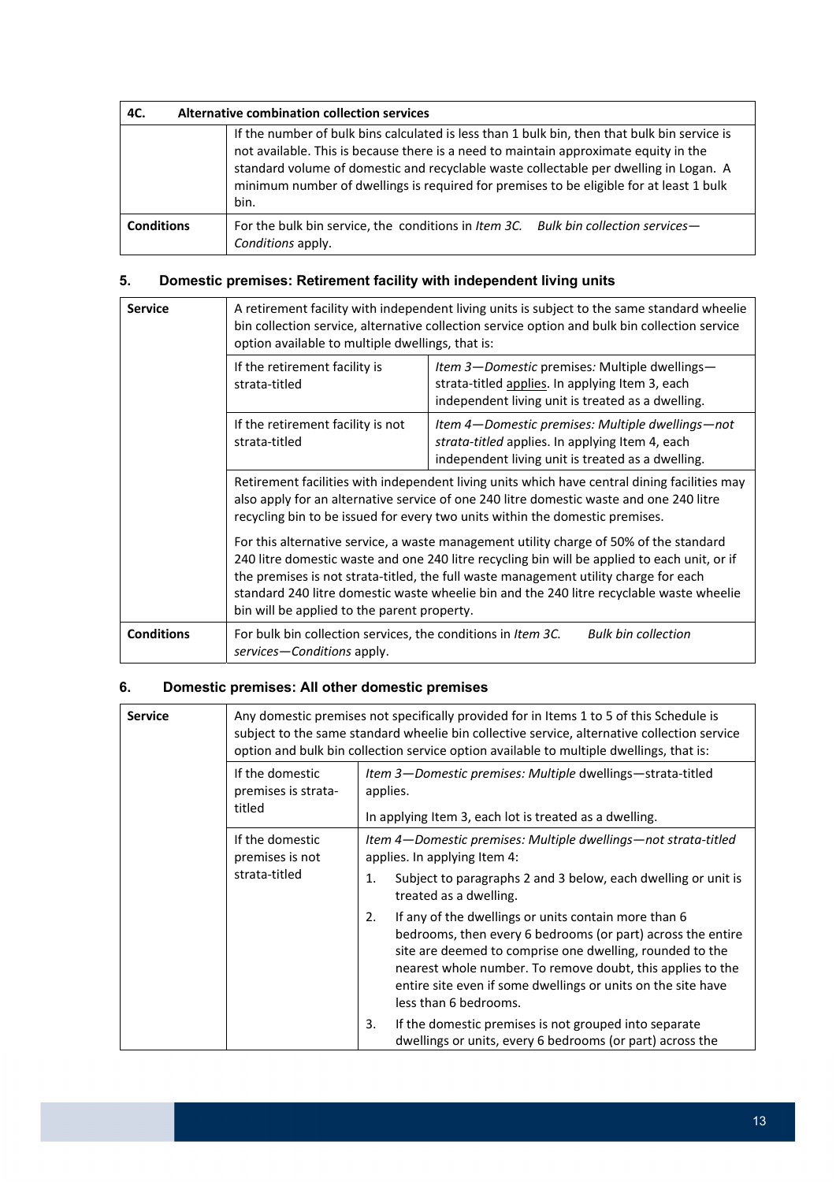| 4C. | Alternative combination collection services |
|---|---|
| | If the number of bulk bins calculated is less than 1 bulk bin, then that bulk bin service is not available. This is because there is a need to maintain approximate equity in the standard volume of domestic and recyclable waste collectable per dwelling in Logan. A minimum number of dwellings is required for premises to be eligible for at least 1 bulk bin. |
| **Conditions** | For the bulk bin service, the conditions in *Item 3C. Bulk bin collection services—Conditions* apply. |

### 5. Domestic premises: Retirement facility with independent living units

| | | |
|---|---|---|
| **Service** | A retirement facility with independent living units is subject to the same standard wheelie bin collection service, alternative collection service option and bulk bin collection service option available to multiple dwellings, that is: | |
| | If the retirement facility is strata-titled | *Item 3—Domestic* premises*:* Multiple dwellings—strata-titled applies. In applying Item 3, each independent living unit is treated as a dwelling. |
| | If the retirement facility is not strata-titled | *Item 4—Domestic premises: Multiple dwellings—not strata-titled* applies. In applying Item 4, each independent living unit is treated as a dwelling. |
| | Retirement facilities with independent living units which have central dining facilities may also apply for an alternative service of one 240 litre domestic waste and one 240 litre recycling bin to be issued for every two units within the domestic premises.<br><br>For this alternative service, a waste management utility charge of 50% of the standard 240 litre domestic waste and one 240 litre recycling bin will be applied to each unit, or if the premises is not strata-titled, the full waste management utility charge for each standard 240 litre domestic waste wheelie bin and the 240 litre recyclable waste wheelie bin will be applied to the parent property. | |
| **Conditions** | For bulk bin collection services, the conditions in *Item 3C. Bulk bin collection services—Conditions* apply. | |

### 6. Domestic premises: All other domestic premises

| | | |
|---|---|---|
| **Service** | Any domestic premises not specifically provided for in Items 1 to 5 of this Schedule is subject to the same standard wheelie bin collective service, alternative collection service option and bulk bin collection service option available to multiple dwellings, that is: | |
| | If the domestic premises is strata-titled | *Item 3—Domestic premises: Multiple* dwellings—strata-titled applies.<br><br>In applying Item 3, each lot is treated as a dwelling. |
| | If the domestic premises is not strata-titled | *Item 4—Domestic premises: Multiple dwellings—not strata-titled* applies. In applying Item 4:<br><br>1. Subject to paragraphs 2 and 3 below, each dwelling or unit is treated as a dwelling.<br><br>2. If any of the dwellings or units contain more than 6 bedrooms, then every 6 bedrooms (or part) across the entire site are deemed to comprise one dwelling, rounded to the nearest whole number. To remove doubt, this applies to the entire site even if some dwellings or units on the site have less than 6 bedrooms.<br><br>3. If the domestic premises is not grouped into separate dwellings or units, every 6 bedrooms (or part) across the |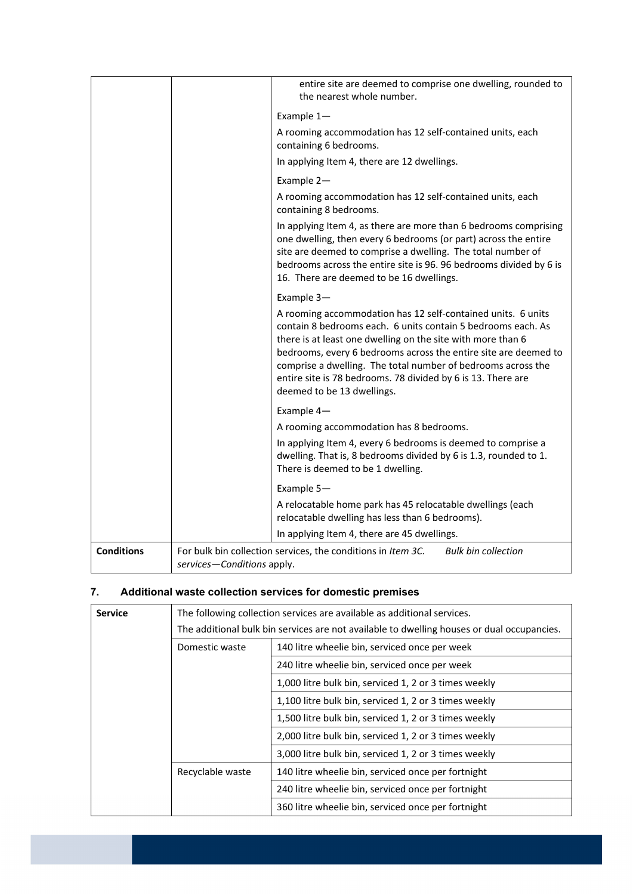| | | entire site are deemed to comprise one dwelling, rounded to the nearest whole number.<br><br>Example 1—<br><br>A rooming accommodation has 12 self-contained units, each containing 6 bedrooms.<br><br>In applying Item 4, there are 12 dwellings.<br><br>Example 2—<br><br>A rooming accommodation has 12 self-contained units, each containing 8 bedrooms.<br><br>In applying Item 4, as there are more than 6 bedrooms comprising one dwelling, then every 6 bedrooms (or part) across the entire site are deemed to comprise a dwelling. The total number of bedrooms across the entire site is 96. 96 bedrooms divided by 6 is 16. There are deemed to be 16 dwellings.<br><br>Example 3—<br><br>A rooming accommodation has 12 self-contained units. 6 units contain 8 bedrooms each. 6 units contain 5 bedrooms each. As there is at least one dwelling on the site with more than 6 bedrooms, every 6 bedrooms across the entire site are deemed to comprise a dwelling. The total number of bedrooms across the entire site is 78 bedrooms. 78 divided by 6 is 13. There are deemed to be 13 dwellings.<br><br>Example 4—<br><br>A rooming accommodation has 8 bedrooms.<br><br>In applying Item 4, every 6 bedrooms is deemed to comprise a dwelling. That is, 8 bedrooms divided by 6 is 1.3, rounded to 1. There is deemed to be 1 dwelling.<br><br>Example 5—<br><br>A relocatable home park has 45 relocatable dwellings (each relocatable dwelling has less than 6 bedrooms).<br><br>In applying Item 4, there are 45 dwellings. |
|---|---|---|
| **Conditions** | For bulk bin collection services, the conditions in *Item 3C. Bulk bin collection services—Conditions* apply. | |

## 7. Additional waste collection services for domestic premises

| **Service** | The following collection services are available as additional services.<br><br>The additional bulk bin services are not available to dwelling houses or dual occupancies. | |
|---|---|---|
| | Domestic waste | 140 litre wheelie bin, serviced once per week |
| | | 240 litre wheelie bin, serviced once per week |
| | | 1,000 litre bulk bin, serviced 1, 2 or 3 times weekly |
| | | 1,100 litre bulk bin, serviced 1, 2 or 3 times weekly |
| | | 1,500 litre bulk bin, serviced 1, 2 or 3 times weekly |
| | | 2,000 litre bulk bin, serviced 1, 2 or 3 times weekly |
| | | 3,000 litre bulk bin, serviced 1, 2 or 3 times weekly |
| | Recyclable waste | 140 litre wheelie bin, serviced once per fortnight |
| | | 240 litre wheelie bin, serviced once per fortnight |
| | | 360 litre wheelie bin, serviced once per fortnight |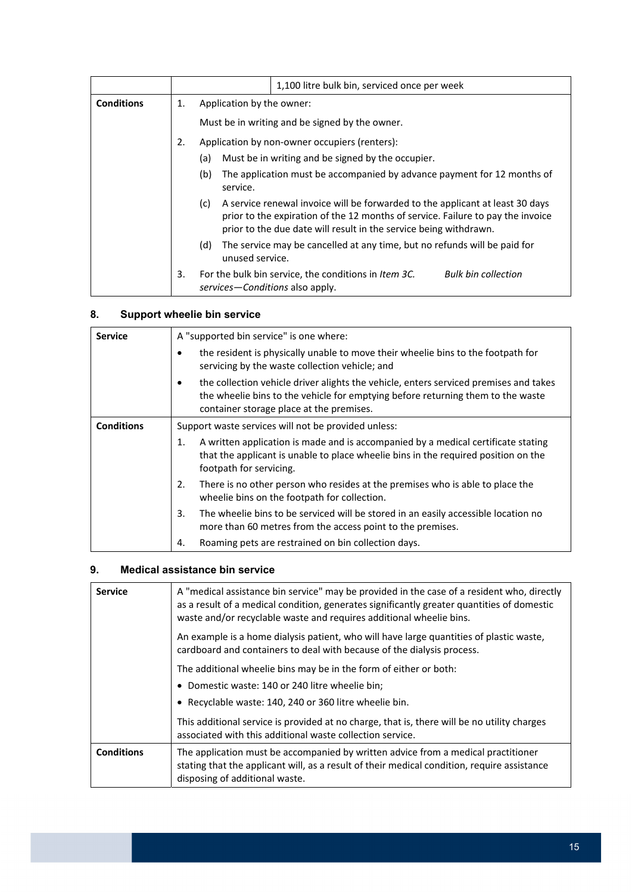| | | |
|---|---|---|
| | | 1,100 litre bulk bin, serviced once per week |
| **Conditions** | 1. Application by the owner:<br>Must be in writing and be signed by the owner.<br>2. Application by non-owner occupiers (renters):<br>(a) Must be in writing and be signed by the occupier.<br>(b) The application must be accompanied by advance payment for 12 months of service.<br>(c) A service renewal invoice will be forwarded to the applicant at least 30 days prior to the expiration of the 12 months of service. Failure to pay the invoice prior to the due date will result in the service being withdrawn.<br>(d) The service may be cancelled at any time, but no refunds will be paid for unused service.<br>3. For the bulk bin service, the conditions in *Item 3C. Bulk bin collection services—Conditions* also apply. | |

### 8. Support wheelie bin service

| | |
|---|---|
| **Service** | A "supported bin service" is one where:<br>• the resident is physically unable to move their wheelie bins to the footpath for servicing by the waste collection vehicle; and<br>• the collection vehicle driver alights the vehicle, enters serviced premises and takes the wheelie bins to the vehicle for emptying before returning them to the waste container storage place at the premises. |
| **Conditions** | Support waste services will not be provided unless:<br>1. A written application is made and is accompanied by a medical certificate stating that the applicant is unable to place wheelie bins in the required position on the footpath for servicing.<br>2. There is no other person who resides at the premises who is able to place the wheelie bins on the footpath for collection.<br>3. The wheelie bins to be serviced will be stored in an easily accessible location no more than 60 metres from the access point to the premises.<br>4. Roaming pets are restrained on bin collection days. |

### 9. Medical assistance bin service

| | |
|---|---|
| **Service** | A "medical assistance bin service" may be provided in the case of a resident who, directly as a result of a medical condition, generates significantly greater quantities of domestic waste and/or recyclable waste and requires additional wheelie bins.<br>An example is a home dialysis patient, who will have large quantities of plastic waste, cardboard and containers to deal with because of the dialysis process.<br>The additional wheelie bins may be in the form of either or both:<br>• Domestic waste: 140 or 240 litre wheelie bin;<br>• Recyclable waste: 140, 240 or 360 litre wheelie bin.<br>This additional service is provided at no charge, that is, there will be no utility charges associated with this additional waste collection service. |
| **Conditions** | The application must be accompanied by written advice from a medical practitioner stating that the applicant will, as a result of their medical condition, require assistance disposing of additional waste. |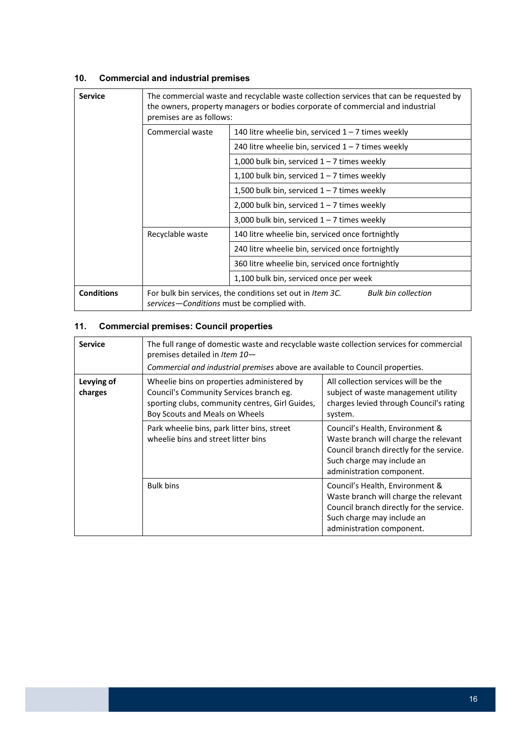## 10. Commercial and industrial premises

| Service | The commercial waste and recyclable waste collection services that can be requested by the owners, property managers or bodies corporate of commercial and industrial premises are as follows: | |
|---|---|---|
| | Commercial waste | 140 litre wheelie bin, serviced 1 – 7 times weekly |
| | | 240 litre wheelie bin, serviced 1 – 7 times weekly |
| | | 1,000 bulk bin, serviced 1 – 7 times weekly |
| | | 1,100 bulk bin, serviced 1 – 7 times weekly |
| | | 1,500 bulk bin, serviced 1 – 7 times weekly |
| | | 2,000 bulk bin, serviced 1 – 7 times weekly |
| | | 3,000 bulk bin, serviced 1 – 7 times weekly |
| | Recyclable waste | 140 litre wheelie bin, serviced once fortnightly |
| | | 240 litre wheelie bin, serviced once fortnightly |
| | | 360 litre wheelie bin, serviced once fortnightly |
| | | 1,100 bulk bin, serviced once per week |
| **Conditions** | For bulk bin services, the conditions set out in *Item 3C. Bulk bin collection services—Conditions* must be complied with. | |

## 11. Commercial premises: Council properties

| Service | The full range of domestic waste and recyclable waste collection services for commercial premises detailed in *Item 10—Commercial and industrial premises* above are available to Council properties. | |
|---|---|---|
| **Levying of charges** | Wheelie bins on properties administered by Council's Community Services branch eg. sporting clubs, community centres, Girl Guides, Boy Scouts and Meals on Wheels | All collection services will be the subject of waste management utility charges levied through Council's rating system. |
| | Park wheelie bins, park litter bins, street wheelie bins and street litter bins | Council's Health, Environment & Waste branch will charge the relevant Council branch directly for the service. Such charge may include an administration component. |
| | Bulk bins | Council's Health, Environment & Waste branch will charge the relevant Council branch directly for the service. Such charge may include an administration component. |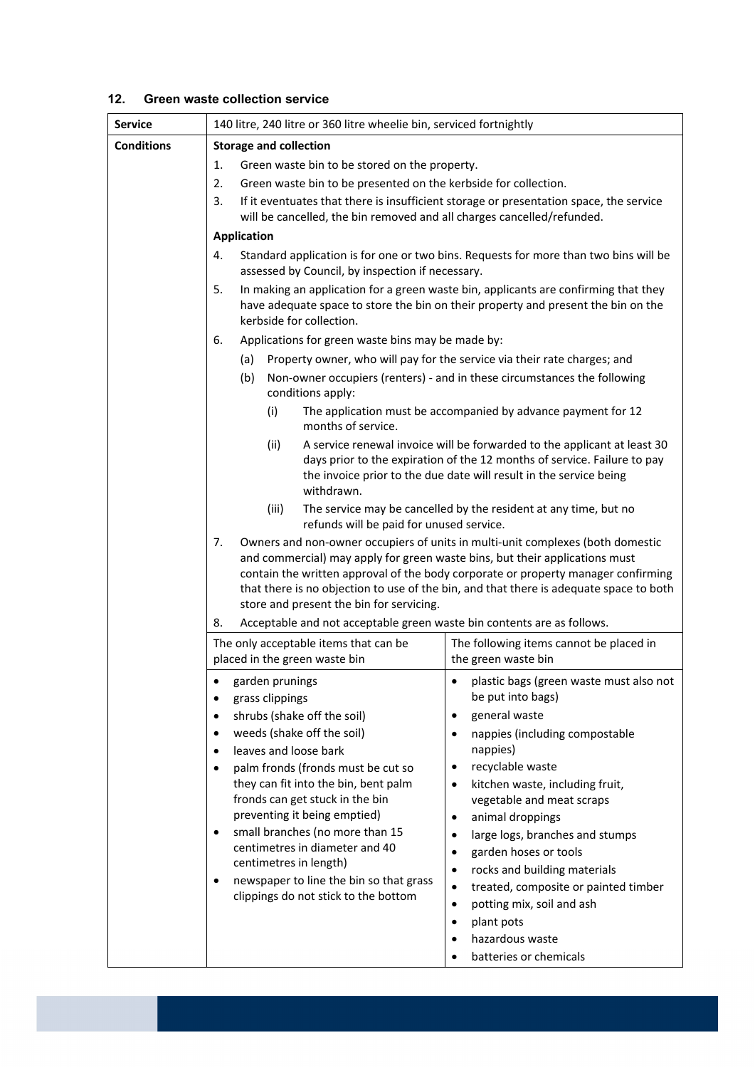## 12. Green waste collection service

| | |
|---|---|
| **Service** | 140 litre, 240 litre or 360 litre wheelie bin, serviced fortnightly |
| **Conditions** | **Storage and collection**<br>1. Green waste bin to be stored on the property.<br>2. Green waste bin to be presented on the kerbside for collection.<br>3. If it eventuates that there is insufficient storage or presentation space, the service will be cancelled, the bin removed and all charges cancelled/refunded.<br>**Application**<br>4. Standard application is for one or two bins. Requests for more than two bins will be assessed by Council, by inspection if necessary.<br>5. In making an application for a green waste bin, applicants are confirming that they have adequate space to store the bin on their property and present the bin on the kerbside for collection.<br>6. Applications for green waste bins may be made by:<br>(a) Property owner, who will pay for the service via their rate charges; and<br>(b) Non-owner occupiers (renters) - and in these circumstances the following conditions apply:<br>(i) The application must be accompanied by advance payment for 12 months of service.<br>(ii) A service renewal invoice will be forwarded to the applicant at least 30 days prior to the expiration of the 12 months of service. Failure to pay the invoice prior to the due date will result in the service being withdrawn.<br>(iii) The service may be cancelled by the resident at any time, but no refunds will be paid for unused service.<br>7. Owners and non-owner occupiers of units in multi-unit complexes (both domestic and commercial) may apply for green waste bins, but their applications must contain the written approval of the body corporate or property manager confirming that there is no objection to use of the bin, and that there is adequate space to both store and present the bin for servicing.<br>8. Acceptable and not acceptable green waste bin contents are as follows. |

| The only acceptable items that can be placed in the green waste bin | The following items cannot be placed in the green waste bin |
|---|---|
| • garden prunings<br>• grass clippings<br>• shrubs (shake off the soil)<br>• weeds (shake off the soil)<br>• leaves and loose bark<br>• palm fronds (fronds must be cut so they can fit into the bin, bent palm fronds can get stuck in the bin preventing it being emptied)<br>• small branches (no more than 15 centimetres in diameter and 40 centimetres in length)<br>• newspaper to line the bin so that grass clippings do not stick to the bottom | • plastic bags (green waste must also not be put into bags)<br>• general waste<br>• nappies (including compostable nappies)<br>• recyclable waste<br>• kitchen waste, including fruit, vegetable and meat scraps<br>• animal droppings<br>• large logs, branches and stumps<br>• garden hoses or tools<br>• rocks and building materials<br>• treated, composite or painted timber<br>• potting mix, soil and ash<br>• plant pots<br>• hazardous waste<br>• batteries or chemicals |